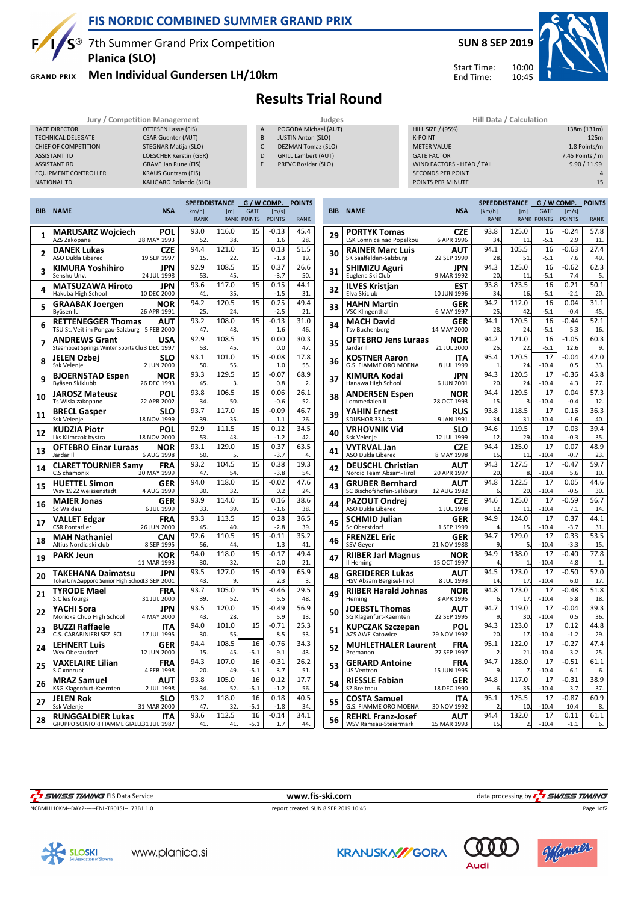# FIS NORDIC COMBINED SUMMER GRAND PRIX

7th Summer Grand Prix Competition
**Planica (SLO)**

**Men Individual Gundersen LH/10km**

**SUN 8 SEP 2019**

Start Time: 10:00
End Time: 10:45

## Results Trial Round

| Jury / Competition Management | |
|---|---|
| RACE DIRECTOR | OTTESEN Lasse (FIS) |
| TECHNICAL DELEGATE | CSAR Guenter (AUT) |
| CHIEF OF COMPETITION | STEGNAR Matija (SLO) |
| ASSISTANT TD | LOESCHER Kerstin (GER) |
| ASSISTANT RD | GRAVE Jan Rune (FIS) |
| EQUIPMENT CONTROLLER | KRAUS Guntram (FIS) |
| NATIONAL TD | KALIGARO Rolando (SLO) |

| Judges | |
|---|---|
| A | POGODA Michael (AUT) |
| B | JUSTIN Anton (SLO) |
| C | DEZMAN Tomaz (SLO) |
| D | GRILL Lambert (AUT) |
| E | PREVC Bozidar (SLO) |

| Hill Data / Calculation | |
|---|---|
| HILL SIZE / (95%) | 138m (131m) |
| K-POINT | 125m |
| METER VALUE | 1.8 Points/m |
| GATE FACTOR | 7.45 Points / m |
| WIND FACTORS - HEAD / TAIL | 9.90 / 11.99 |
| SECONDS PER POINT | 4 |
| POINTS PER MINUTE | 15 |

| BIB | NAME | NSA | SPEED [km/h] | SPEED RANK | DISTANCE [m] | DISTANCE RANK | GATE | GATE POINTS | WIND [m/s] | WIND POINTS | POINTS | RANK |
|---|---|---|---|---|---|---|---|---|---|---|---|---|
| 1 | MARUSARZ Wojciech<br>AZS Zakopane | POL<br>28 MAY 1993 | 93.0 | 52. | 116.0 | 38. | 15 | | -0.13 | 1.6 | 45.4 | 28. |
| 2 | DANEK Lukas<br>ASO Dukla Liberec | CZE<br>19 SEP 1997 | 94.4 | 15. | 121.0 | 22. | 15 | | 0.13 | -1.3 | 51.5 | 19. |
| 3 | KIMURA Yoshihiro<br>Senshu Unv. | JPN<br>24 JUL 1998 | 92.9 | 53. | 108.5 | 45. | 15 | | 0.37 | -3.7 | 26.6 | 50. |
| 4 | MATSUZAWA Hiroto<br>Hakuba High School | JPN<br>10 DEC 2000 | 93.6 | 41. | 117.0 | 35. | 15 | | 0.15 | -1.5 | 44.1 | 31. |
| 5 | GRAABAK Joergen<br>Byåsen IL | NOR<br>26 APR 1991 | 94.2 | 25. | 120.5 | 24. | 15 | | 0.25 | -2.5 | 49.4 | 21. |
| 6 | RETTENEGGER Thomas<br>TSU St. Veit im Pongau-Salzburg | AUT<br>5 FEB 2000 | 93.2 | 47. | 108.0 | 48. | 15 | | -0.13 | 1.6 | 31.0 | 46. |
| 7 | ANDREWS Grant<br>Steamboat Springs Winter Sports Clu | USA<br>3 DEC 1997 | 92.9 | 53. | 108.5 | 45. | 15 | | 0.00 | 0.0 | 30.3 | 47. |
| 8 | JELEN Ozbej<br>Ssk Velenje | SLO<br>2 JUN 2000 | 93.1 | 50. | 101.0 | 55. | 15 | | -0.08 | 1.0 | 17.8 | 55. |
| 9 | BJOERNSTAD Espen<br>Byåsen Skiklubb | NOR<br>26 DEC 1993 | 93.3 | 45. | 129.5 | 3. | 15 | | -0.07 | 0.8 | 68.9 | 2. |
| 10 | JAROSZ Mateusz<br>Ts Wisla zakopane | POL<br>22 APR 2002 | 93.8 | 34. | 106.5 | 50. | 15 | | 0.06 | -0.6 | 26.1 | 52. |
| 11 | BRECL Gasper<br>Ssk Velenje | SLO<br>18 NOV 1999 | 93.7 | 39. | 117.0 | 35. | 15 | | -0.09 | 1.1 | 46.7 | 26. |
| 12 | KUDZIA Piotr<br>Lks Klimczok bystra | POL<br>18 NOV 2000 | 92.9 | 53. | 111.5 | 43. | 15 | | 0.12 | -1.2 | 34.5 | 42. |
| 13 | OFTEBRO Einar Luraas<br>Jardar Il | NOR<br>6 AUG 1998 | 93.1 | 50. | 129.0 | 5. | 15 | | 0.37 | -3.7 | 63.5 | 4. |
| 14 | CLARET TOURNIER Samy<br>C.S chamonix | FRA<br>20 MAY 1999 | 93.2 | 47. | 104.5 | 54. | 15 | | 0.38 | -3.8 | 19.3 | 54. |
| 15 | HUETTEL Simon<br>Wsv 1922 weissenstadt | GER<br>4 AUG 1999 | 94.0 | 30. | 118.0 | 32. | 15 | | -0.02 | 0.2 | 47.6 | 24. |
| 16 | MAIER Jonas<br>Sc Waldau | GER<br>6 JUL 1999 | 93.9 | 33. | 114.0 | 39. | 15 | | 0.16 | -1.6 | 38.6 | 38. |
| 17 | VALLET Edgar<br>CSR Pontarlier | FRA<br>26 JUN 2000 | 93.3 | 45. | 113.5 | 40. | 15 | | 0.28 | -2.8 | 36.5 | 39. |
| 18 | MAH Nathaniel<br>Altius Nordic ski club | CAN<br>8 SEP 1995 | 92.6 | 56. | 110.5 | 44. | 15 | | -0.11 | 1.3 | 35.2 | 41. |
| 19 | PARK Jeun | KOR<br>11 MAR 1993 | 94.0 | 30. | 118.0 | 32. | 15 | | -0.17 | 2.0 | 49.4 | 21. |
| 20 | TAKEHANA Daimatsu<br>Tokai Unv.Sapporo Senior High School | JPN<br>13 SEP 2001 | 93.5 | 43. | 127.0 | 9. | 15 | | -0.19 | 2.3 | 65.9 | 3. |
| 21 | TYRODE Mael<br>S.C les fourgs | FRA<br>31 JUL 2000 | 93.7 | 39. | 105.0 | 52. | 15 | | -0.46 | 5.5 | 29.5 | 48. |
| 22 | YACHI Sora<br>Morioka Chuo High School | JPN<br>4 MAY 2000 | 93.5 | 43. | 120.0 | 28. | 15 | | -0.49 | 5.9 | 56.9 | 13. |
| 23 | BUZZI Raffaele<br>C.S. CARABINIERI SEZ. SCI | ITA<br>17 JUL 1995 | 94.0 | 30. | 101.0 | 55. | 15 | | -0.71 | 8.5 | 25.3 | 53. |
| 24 | LEHNERT Luis<br>Wsv Oberaudorf | GER<br>12 JUN 2000 | 94.4 | 15. | 108.5 | 45. | 16 | -5.1 | -0.76 | 9.1 | 34.3 | 43. |
| 25 | VAXELAIRE Lilian<br>S.C xonrupt | FRA<br>4 FEB 1998 | 94.3 | 20. | 107.0 | 49. | 16 | -5.1 | -0.31 | 3.7 | 26.2 | 51. |
| 26 | MRAZ Samuel<br>KSG Klagenfurt-Kaernten | AUT<br>2 JUL 1998 | 93.8 | 34. | 105.0 | 52. | 16 | -5.1 | 0.12 | -1.2 | 17.7 | 56. |
| 27 | JELEN Rok<br>Ssk Velenje | SLO<br>31 MAR 2000 | 93.2 | 47. | 118.0 | 32. | 16 | -5.1 | 0.18 | -1.8 | 40.5 | 34. |
| 28 | RUNGGALDIER Lukas<br>GRUPPO SCIATORI FIAMME GIALLE | ITA<br>31 JUL 1987 | 93.6 | 41. | 112.5 | 41. | 16 | -5.1 | -0.14 | 1.7 | 34.1 | 44. |
| 29 | PORTYK Tomas<br>LSK Lomnice nad Popelkou | CZE<br>6 APR 1996 | 93.8 | 34. | 125.0 | 11. | 16 | -5.1 | -0.24 | 2.9 | 57.8 | 11. |
| 30 | RAINER Marc Luis<br>SK Saalfelden-Salzburg | AUT<br>22 SEP 1999 | 94.1 | 28. | 105.5 | 51. | 16 | -5.1 | -0.63 | 7.6 | 27.4 | 49. |
| 31 | SHIMIZU Aguri<br>Euglena Ski Club | JPN<br>9 MAR 1992 | 94.3 | 20. | 125.0 | 11. | 16 | -5.1 | -0.62 | 7.4 | 62.3 | 5. |
| 32 | ILVES Kristjan<br>Elva Skiclub | EST<br>10 JUN 1996 | 93.8 | 34. | 123.5 | 16. | 16 | -5.1 | 0.21 | -2.1 | 50.1 | 20. |
| 33 | HAHN Martin<br>VSC Klingenthal | GER<br>6 MAY 1997 | 94.2 | 25. | 112.0 | 42. | 16 | -5.1 | 0.04 | -0.4 | 31.1 | 45. |
| 34 | MACH David<br>Tsv Buchenberg | GER<br>14 MAY 2000 | 94.1 | 28. | 120.5 | 24. | 16 | -5.1 | -0.44 | 5.3 | 52.1 | 16. |
| 35 | OFTEBRO Jens Luraas<br>Jardar Il | NOR<br>21 JUL 2000 | 94.2 | 25. | 121.0 | 22. | 16 | -5.1 | -1.05 | 12.6 | 60.3 | 9. |
| 36 | KOSTNER Aaron<br>G.S. FIAMME ORO MOENA | ITA<br>8 JUL 1999 | 95.4 | 1. | 120.5 | 24. | 17 | -10.4 | -0.04 | 0.5 | 42.0 | 33. |
| 37 | KIMURA Kodai<br>Hanawa High School | JPN<br>6 JUN 2001 | 94.3 | 20. | 120.5 | 24. | 17 | -10.4 | -0.36 | 4.3 | 45.8 | 27. |
| 38 | ANDERSEN Espen<br>Lommedalen IL | NOR<br>28 OCT 1993 | 94.4 | 15. | 129.5 | 3. | 17 | -10.4 | 0.04 | -0.4 | 57.3 | 12. |
| 39 | YAHIN Ernest<br>SDUSHOR 33 Ufa | RUS<br>9 JAN 1991 | 93.8 | 34. | 118.5 | 31. | 17 | -10.4 | 0.16 | -1.6 | 36.3 | 40. |
| 40 | VRHOVNIK Vid<br>Ssk Velenje | SLO<br>12 JUL 1999 | 94.6 | 12. | 119.5 | 29. | 17 | -10.4 | 0.03 | -0.3 | 39.4 | 35. |
| 41 | VYTRVAL Jan<br>ASO Dukla Liberec | CZE<br>8 MAY 1998 | 94.4 | 15. | 125.0 | 11. | 17 | -10.4 | 0.07 | -0.7 | 48.9 | 23. |
| 42 | DEUSCHL Christian<br>Nordic Team Absam-Tirol | AUT<br>20 APR 1997 | 94.3 | 20. | 127.5 | 8. | 17 | -10.4 | -0.47 | 5.6 | 59.7 | 10. |
| 43 | GRUBER Bernhard<br>SC Bischofshofen-Salzburg | AUT<br>12 AUG 1982 | 94.8 | 6. | 122.5 | 20. | 17 | -10.4 | 0.05 | -0.5 | 44.6 | 30. |
| 44 | PAZOUT Ondrej<br>ASO Dukla Liberec | CZE<br>1 JUL 1998 | 94.6 | 12. | 125.0 | 11. | 17 | -10.4 | -0.59 | 7.1 | 56.7 | 14. |
| 45 | SCHMID Julian<br>Sc Oberstdorf | GER<br>1 SEP 1999 | 94.9 | 4. | 124.0 | 15. | 17 | -10.4 | 0.37 | -3.7 | 44.1 | 31. |
| 46 | FRENZEL Eric<br>SSV Geyer | GER<br>21 NOV 1988 | 94.7 | 9. | 129.0 | 5. | 17 | -10.4 | 0.33 | -3.3 | 53.5 | 15. |
| 47 | RIIBER Jarl Magnus<br>Il Heming | NOR<br>15 OCT 1997 | 94.9 | 4. | 138.0 | 1. | 17 | -10.4 | -0.40 | 4.8 | 77.8 | 1. |
| 48 | GREIDERER Lukas<br>HSV Absam Bergisel-Tirol | AUT<br>8 JUL 1993 | 94.5 | 14. | 123.0 | 17. | 17 | -10.4 | -0.50 | 6.0 | 52.0 | 17. |
| 49 | RIIBER Harald Johnas<br>Heming | NOR<br>8 APR 1995 | 94.8 | 6. | 123.0 | 17. | 17 | -10.4 | -0.48 | 5.8 | 51.8 | 18. |
| 50 | JOEBSTL Thomas<br>SG Klagenfurt-Kaernten | AUT<br>22 SEP 1995 | 94.7 | 9. | 119.0 | 30. | 17 | -10.4 | -0.04 | 0.5 | 39.3 | 36. |
| 51 | KUPCZAK Szczepan<br>AZS AWF Katowice | POL<br>29 NOV 1992 | 94.3 | 20. | 123.0 | 17. | 17 | -10.4 | 0.12 | -1.2 | 44.8 | 29. |
| 52 | MUHLETHALER Laurent<br>Premanon | FRA<br>27 SEP 1997 | 95.1 | 2. | 122.0 | 21. | 17 | -10.4 | -0.27 | 3.2 | 47.4 | 25. |
| 53 | GERARD Antoine<br>US Ventron | FRA<br>15 JUN 1995 | 94.7 | 9. | 128.0 | 7. | 17 | -10.4 | -0.51 | 6.1 | 61.1 | 6. |
| 54 | RIESSLE Fabian<br>SZ Breitnau | GER<br>18 DEC 1990 | 94.8 | 6. | 117.0 | 35. | 17 | -10.4 | -0.31 | 3.7 | 38.9 | 37. |
| 55 | COSTA Samuel<br>G.S. FIAMME ORO MOENA | ITA<br>30 NOV 1992 | 95.1 | 2. | 125.5 | 10. | 17 | -10.4 | -0.87 | 10.4 | 60.9 | 8. |
| 56 | REHRL Franz-Josef<br>WSV Ramsau-Steiermark | AUT<br>15 MAR 1993 | 94.4 | 15. | 132.0 | 2. | 17 | -10.4 | 0.11 | -1.1 | 61.1 | 6. |

FIS Data Service www.fis-ski.com data processing by SWISS TIMING

NCBMLH10KM--DAY2------FNL-TR01SJ--_73B1 1.0 report created SUN 8 SEP 2019 10:45

www.planica.si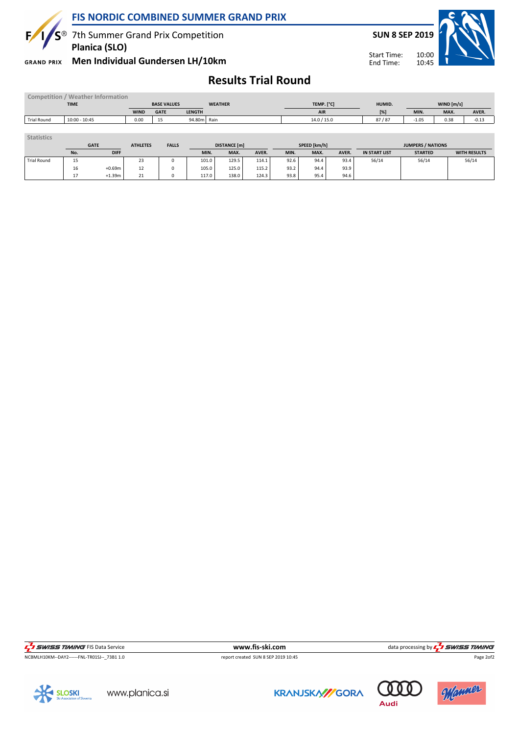# FIS NORDIC COMBINED SUMMER GRAND PRIX

7th Summer Grand Prix Competition
**Planica (SLO)**
**Men Individual Gundersen LH/10km**

**SUN 8 SEP 2019**

Start Time: 10:00
End Time: 10:45

## Results Trial Round

**Competition / Weather Information**

| | TIME | BASE VALUES | | | WEATHER | TEMP. [°C] | HUMID. | WIND [m/s] | | |
|---|---|---|---|---|---|---|---|---|---|---|
| | | WIND | GATE | LENGTH | | AIR | [%] | MIN. | MAX. | AVER. |
| Trial Round | 10:00 - 10:45 | 0.00 | 15 | 94.80m | Rain | 14.0 / 15.0 | 87 / 87 | -1.05 | 0.38 | -0.13 |

**Statistics**

| | GATE | | ATHLETES | FALLS | DISTANCE [m] | | | SPEED [km/h] | | | JUMPERS / NATIONS | | |
|---|---|---|---|---|---|---|---|---|---|---|---|---|---|
| | No. | DIFF | | | MIN. | MAX. | AVER. | MIN. | MAX. | AVER. | IN START LIST | STARTED | WITH RESULTS |
| Trial Round | 15 | | 23 | 0 | 101.0 | 129.5 | 114.1 | 92.6 | 94.4 | 93.4 | 56/14 | 56/14 | 56/14 |
| | 16 | +0.69m | 12 | 0 | 105.0 | 125.0 | 115.2 | 93.2 | 94.4 | 93.9 | | | |
| | 17 | +1.39m | 21 | 0 | 117.0 | 138.0 | 124.3 | 93.8 | 95.4 | 94.6 | | | |

SWISS TIMING FIS Data Service www.fis-ski.com data processing by SWISS TIMING

NCBMLH10KM--DAY2------FNL-TR01SJ--_73B1 1.0 report created SUN 8 SEP 2019 10:45

www.planica.si